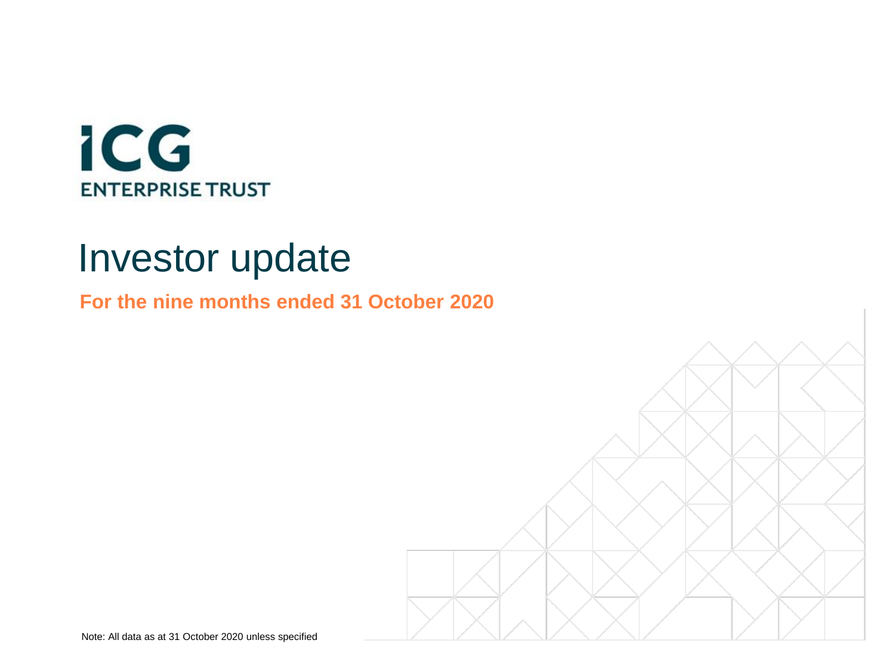ICG ENTERPRISE TRUST

# Investor update

**For the nine months ended 31 October 2020**

Note: All data as at 31 October 2020 unless specified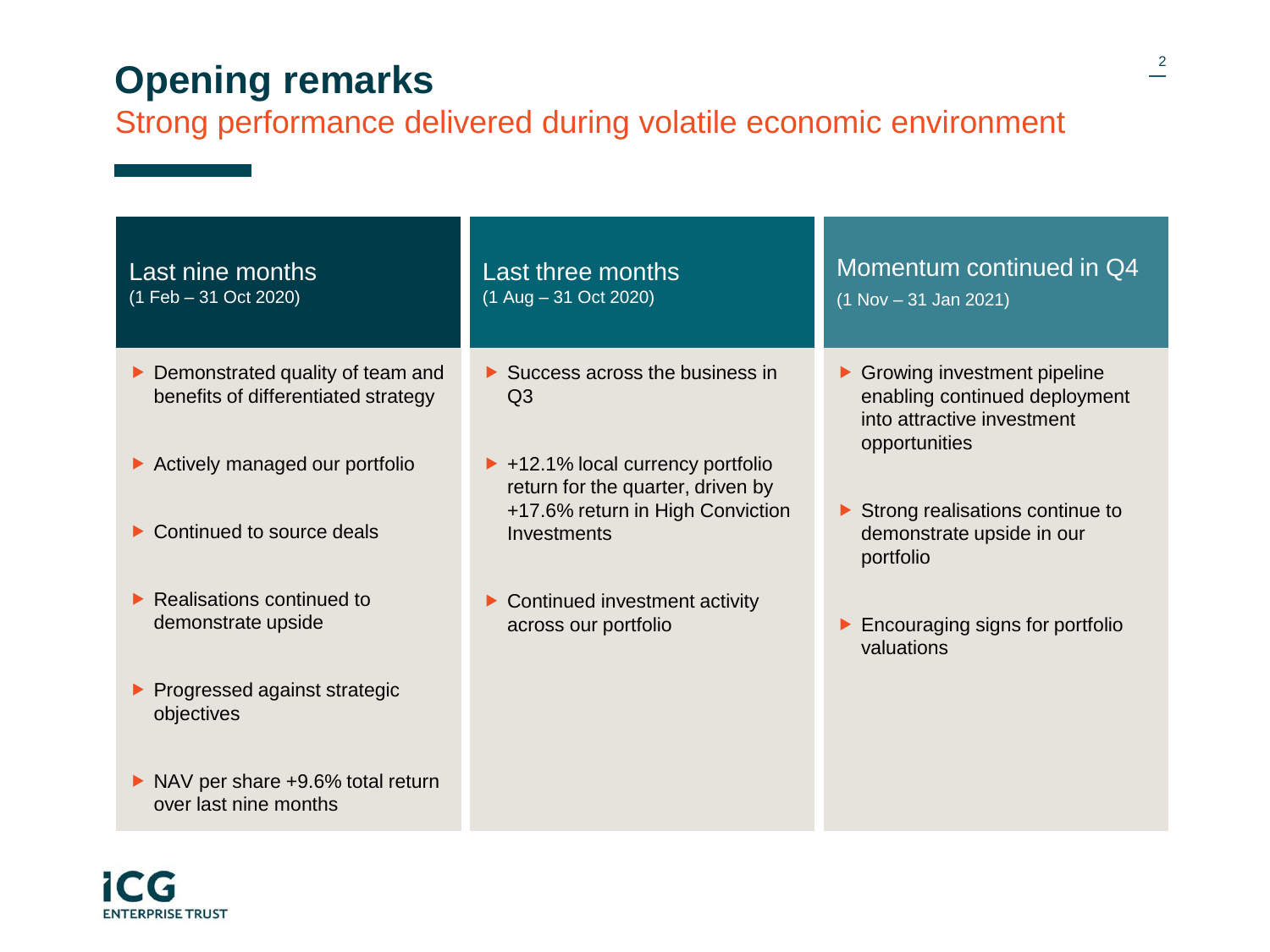# Opening remarks

## Strong performance delivered during volatile economic environment

### Last nine months
(1 Feb – 31 Oct 2020)

- Demonstrated quality of team and benefits of differentiated strategy
- Actively managed our portfolio
- Continued to source deals
- Realisations continued to demonstrate upside
- Progressed against strategic objectives
- NAV per share +9.6% total return over last nine months

### Last three months
(1 Aug – 31 Oct 2020)

- Success across the business in Q3
- +12.1% local currency portfolio return for the quarter, driven by +17.6% return in High Conviction Investments
- Continued investment activity across our portfolio

### Momentum continued in Q4
(1 Nov – 31 Jan 2021)

- Growing investment pipeline enabling continued deployment into attractive investment opportunities
- Strong realisations continue to demonstrate upside in our portfolio
- Encouraging signs for portfolio valuations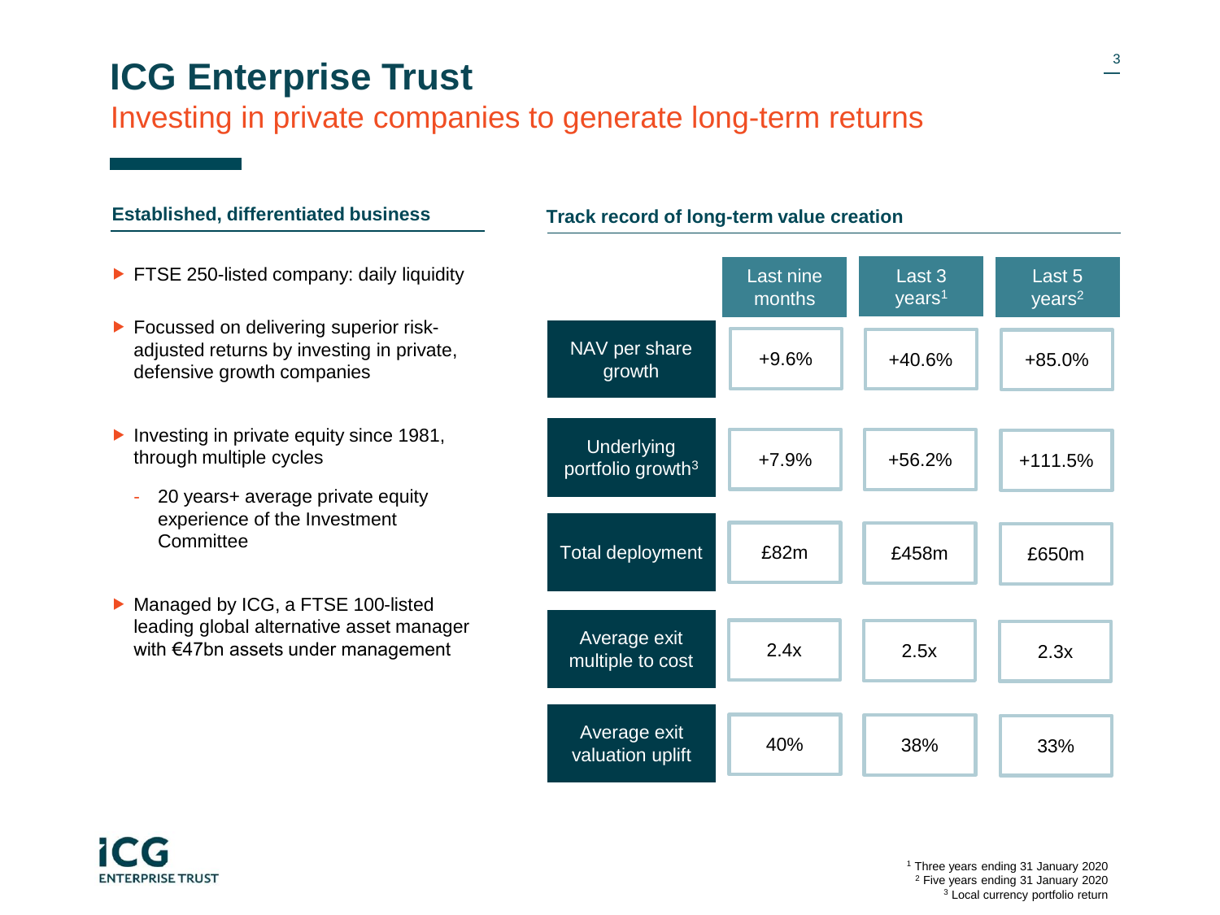# ICG Enterprise Trust

## Investing in private companies to generate long-term returns

### Established, differentiated business

- FTSE 250-listed company: daily liquidity
- Focussed on delivering superior risk-adjusted returns by investing in private, defensive growth companies
- Investing in private equity since 1981, through multiple cycles
  - 20 years+ average private equity experience of the Investment Committee
- Managed by ICG, a FTSE 100-listed leading global alternative asset manager with €47bn assets under management

### Track record of long-term value creation

| | Last nine months | Last 3 years[1] | Last 5 years[2] |
|---|---|---|---|
| NAV per share growth | +9.6% | +40.6% | +85.0% |
| Underlying portfolio growth[3] | +7.9% | +56.2% | +111.5% |
| Total deployment | £82m | £458m | £650m |
| Average exit multiple to cost | 2.4x | 2.5x | 2.3x |
| Average exit valuation uplift | 40% | 38% | 33% |

[1] Three years ending 31 January 2020
[2] Five years ending 31 January 2020
[3] Local currency portfolio return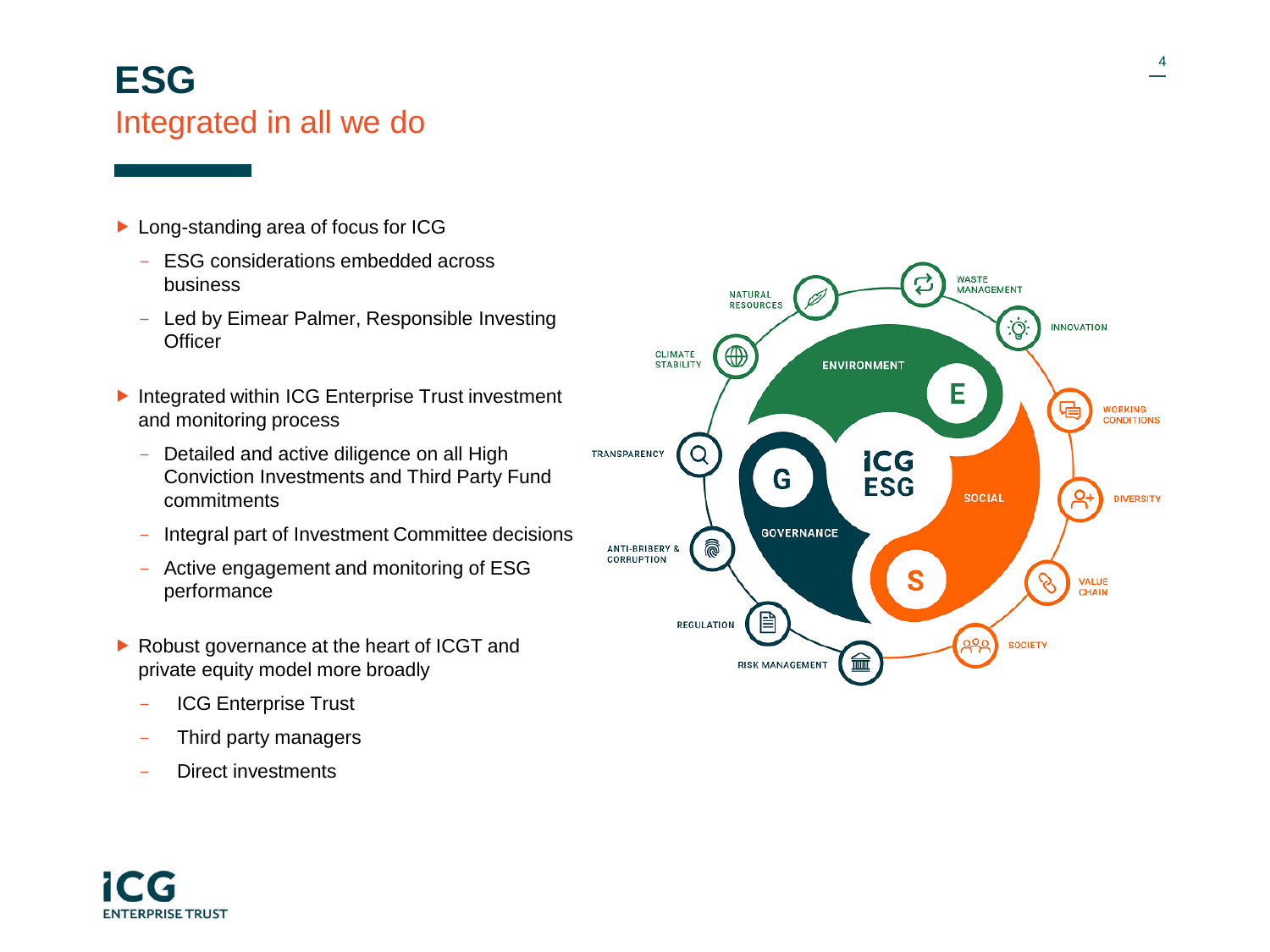# ESG

## Integrated in all we do

- Long-standing area of focus for ICG
  - ESG considerations embedded across business
  - Led by Eimear Palmer, Responsible Investing Officer
- Integrated within ICG Enterprise Trust investment and monitoring process
  - Detailed and active diligence on all High Conviction Investments and Third Party Fund commitments
  - Integral part of Investment Committee decisions
  - Active engagement and monitoring of ESG performance
- Robust governance at the heart of ICGT and private equity model more broadly
  - ICG Enterprise Trust
  - Third party managers
  - Direct investments

ICG ESG

ENVIRONMENT (E): NATURAL RESOURCES, WASTE MANAGEMENT, INNOVATION, CLIMATE STABILITY

SOCIAL (S): WORKING CONDITIONS, DIVERSITY, VALUE CHAIN, SOCIETY

GOVERNANCE (G): TRANSPARENCY, ANTI-BRIBERY & CORRUPTION, REGULATION, RISK MANAGEMENT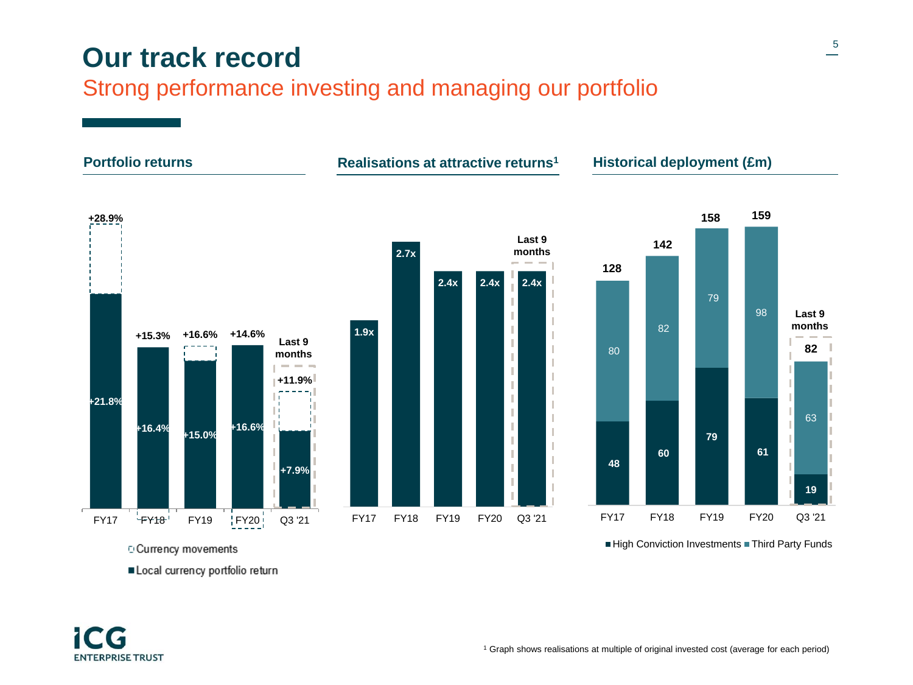# Our track record

## Strong performance investing and managing our portfolio

### Portfolio returns

| | FY17 | FY18 | FY19 | FY20 | Q3 '21 (Last 9 months) |
|---|---|---|---|---|---|
| Total return | +28.9% | +15.3% | +16.6% | +14.6% | +11.9% |
| Local currency portfolio return | +21.8% | +16.4% | +15.0% | +16.6% | +7.9% |

- Currency movements
- Local currency portfolio return

### Realisations at attractive returns[1]

| FY17 | FY18 | FY19 | FY20 | Q3 '21 (Last 9 months) |
|---|---|---|---|---|
| 1.9x | 2.7x | 2.4x | 2.4x | 2.4x |

### Historical deployment (£m)

| | FY17 | FY18 | FY19 | FY20 | Q3 '21 (Last 9 months) |
|---|---|---|---|---|---|
| High Conviction Investments | 48 | 60 | 79 | 61 | 19 |
| Third Party Funds | 80 | 82 | 79 | 98 | 63 |
| Total | 128 | 142 | 158 | 159 | 82 |

[1] Graph shows realisations at multiple of original invested cost (average for each period)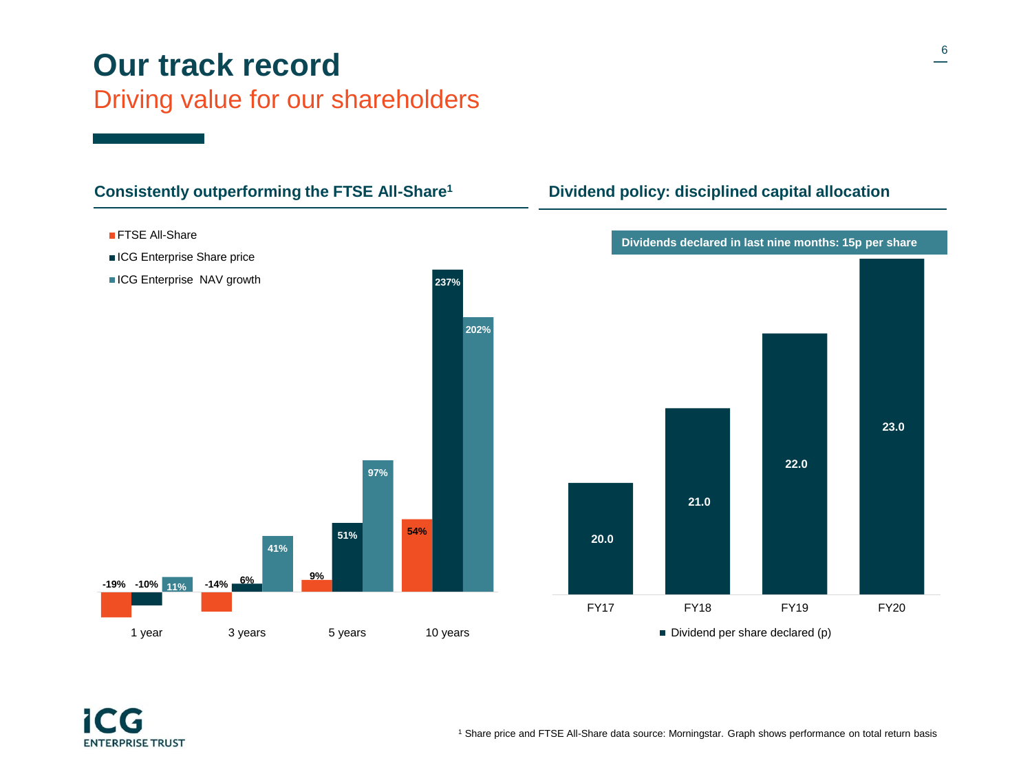# Our track record

## Driving value for our shareholders

### Consistently outperforming the FTSE All-Share[1]

| | FTSE All-Share | ICG Enterprise Share price | ICG Enterprise NAV growth |
|---|---|---|---|
| 1 year | -19% | -10% | 11% |
| 3 years | -14% | 6% | 41% |
| 5 years | 9% | 51% | 97% |
| 10 years | 54% | 237% | 202% |

### Dividend policy: disciplined capital allocation

**Dividends declared in last nine months: 15p per share**

| | Dividend per share declared (p) |
|---|---|
| FY17 | 20.0 |
| FY18 | 21.0 |
| FY19 | 22.0 |
| FY20 | 23.0 |

ICG ENTERPRISE TRUST

[1] Share price and FTSE All-Share data source: Morningstar. Graph shows performance on total return basis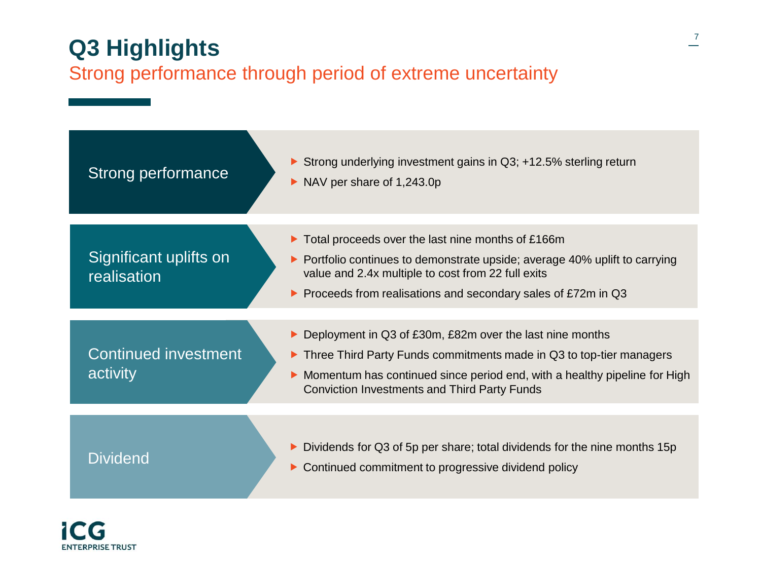# Q3 Highlights

## Strong performance through period of extreme uncertainty

### Strong performance

- Strong underlying investment gains in Q3; +12.5% sterling return
- NAV per share of 1,243.0p

### Significant uplifts on realisation

- Total proceeds over the last nine months of £166m
- Portfolio continues to demonstrate upside; average 40% uplift to carrying value and 2.4x multiple to cost from 22 full exits
- Proceeds from realisations and secondary sales of £72m in Q3

### Continued investment activity

- Deployment in Q3 of £30m, £82m over the last nine months
- Three Third Party Funds commitments made in Q3 to top-tier managers
- Momentum has continued since period end, with a healthy pipeline for High Conviction Investments and Third Party Funds

### Dividend

- Dividends for Q3 of 5p per share; total dividends for the nine months 15p
- Continued commitment to progressive dividend policy

ICG ENTERPRISE TRUST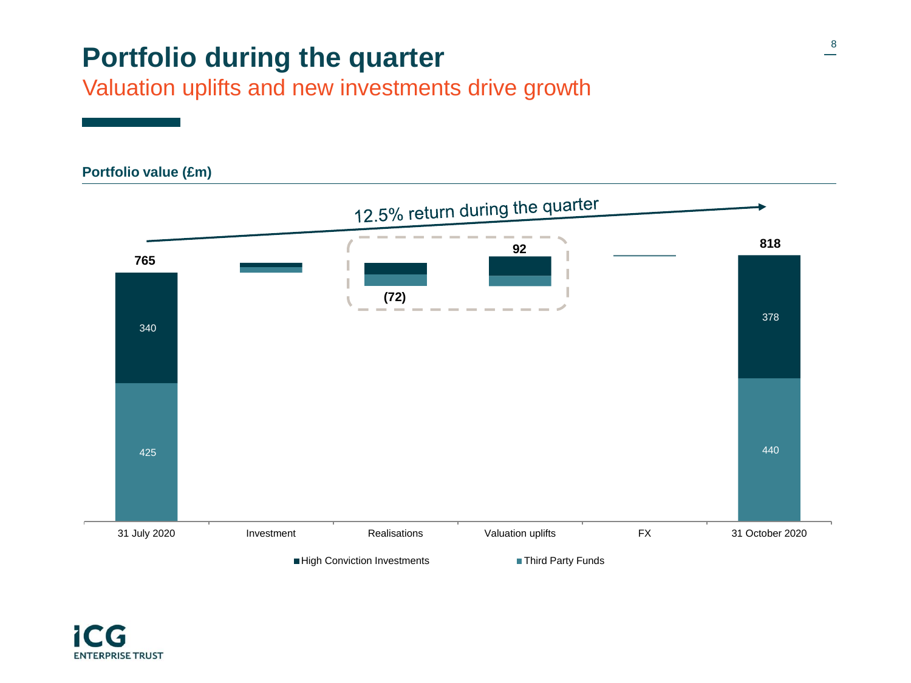# Portfolio during the quarter

## Valuation uplifts and new investments drive growth

**Portfolio value (£m)**

12.5% return during the quarter

| | 31 July 2020 | Investment | Realisations | Valuation uplifts | FX | 31 October 2020 |
|---|---|---|---|---|---|---|
| Total | 765 | | (72) | 92 | | 818 |
| High Conviction Investments | 340 | | | | | 378 |
| Third Party Funds | 425 | | | | | 440 |

■ High Conviction Investments ■ Third Party Funds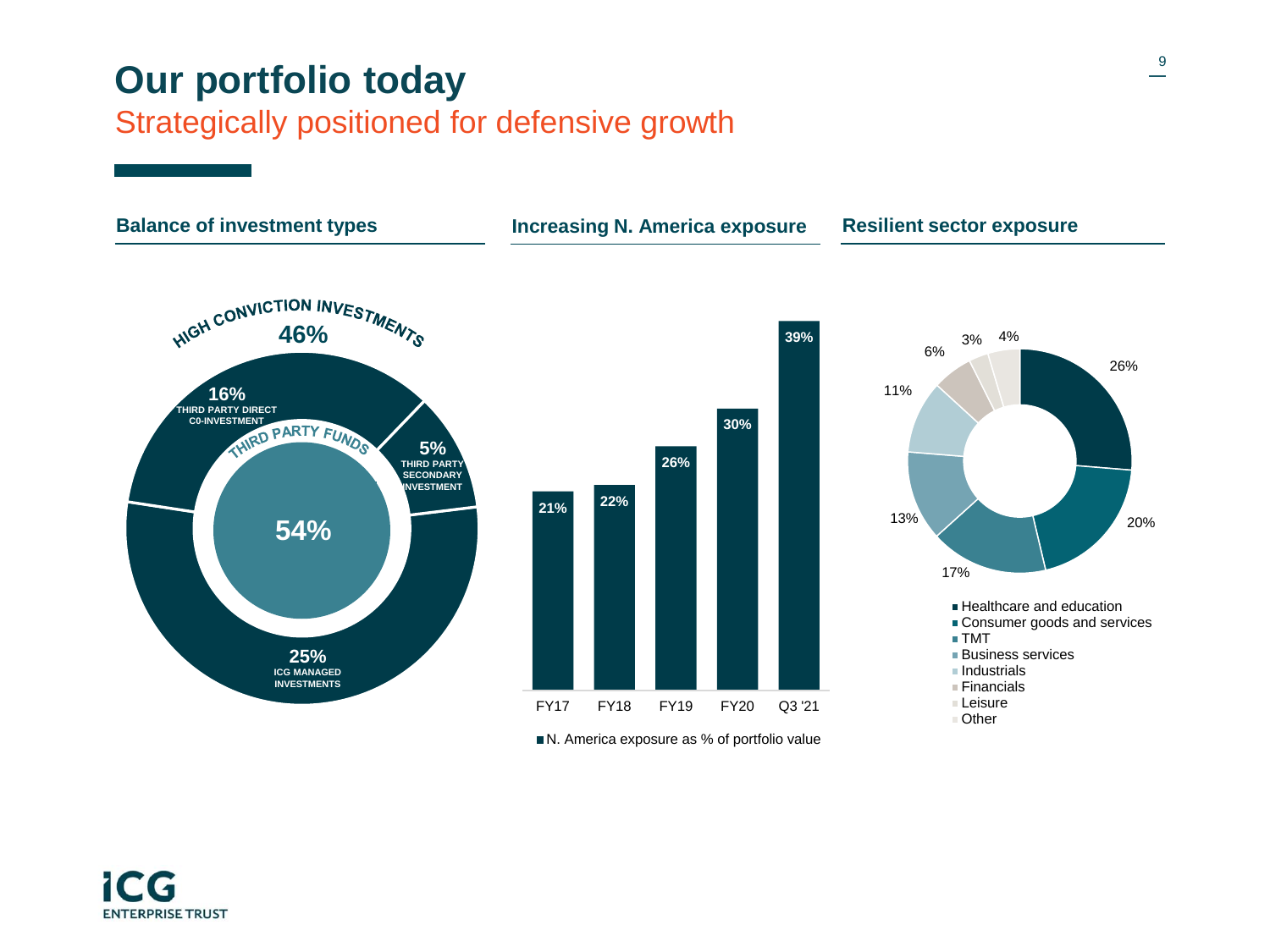# Our portfolio today

## Strategically positioned for defensive growth

### Balance of investment types

HIGH CONVICTION INVESTMENTS **46%**

- **16%** THIRD PARTY DIRECT C0-INVESTMENT
- **5%** THIRD PARTY SECONDARY INVESTMENT
- **25%** ICG MANAGED INVESTMENTS

THIRD PARTY FUNDS **54%**

### Increasing N. America exposure

| | FY17 | FY18 | FY19 | FY20 | Q3 '21 |
|---|---|---|---|---|---|
| N. America exposure as % of portfolio value | 21% | 22% | 26% | 30% | 39% |

### Resilient sector exposure

| Sector | % |
|---|---|
| Healthcare and education | 26% |
| Consumer goods and services | 20% |
| TMT | 17% |
| Business services | 13% |
| Industrials | 11% |
| Financials | 6% |
| Leisure | 3% |
| Other | 4% |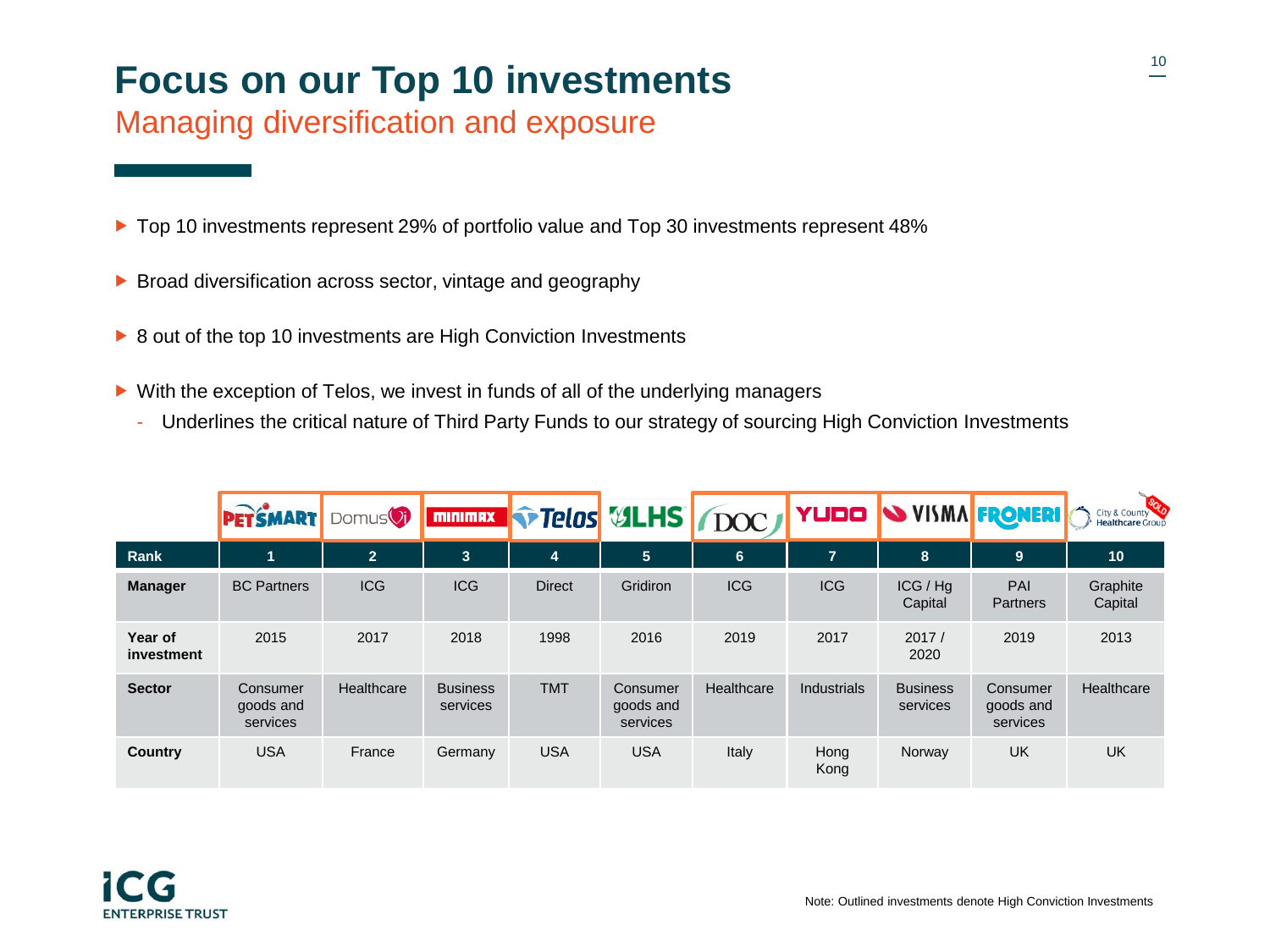# Focus on our Top 10 investments

## Managing diversification and exposure

- Top 10 investments represent 29% of portfolio value and Top 30 investments represent 48%
- Broad diversification across sector, vintage and geography
- 8 out of the top 10 investments are High Conviction Investments
- With the exception of Telos, we invest in funds of all of the underlying managers
  - Underlines the critical nature of Third Party Funds to our strategy of sourcing High Conviction Investments

| | PetSmart | DomusVi | Minimax | Telos | LHS | DOC | Yudo | Visma | Froneri | City & County Healthcare Group (SOLD) |
|---|---|---|---|---|---|---|---|---|---|---|
| **Rank** | 1 | 2 | 3 | 4 | 5 | 6 | 7 | 8 | 9 | 10 |
| **Manager** | BC Partners | ICG | ICG | Direct | Gridiron | ICG | ICG | ICG / Hg Capital | PAI Partners | Graphite Capital |
| **Year of investment** | 2015 | 2017 | 2018 | 1998 | 2016 | 2019 | 2017 | 2017 / 2020 | 2019 | 2013 |
| **Sector** | Consumer goods and services | Healthcare | Business services | TMT | Consumer goods and services | Healthcare | Industrials | Business services | Consumer goods and services | Healthcare |
| **Country** | USA | France | Germany | USA | USA | Italy | Hong Kong | Norway | UK | UK |

Note: Outlined investments denote High Conviction Investments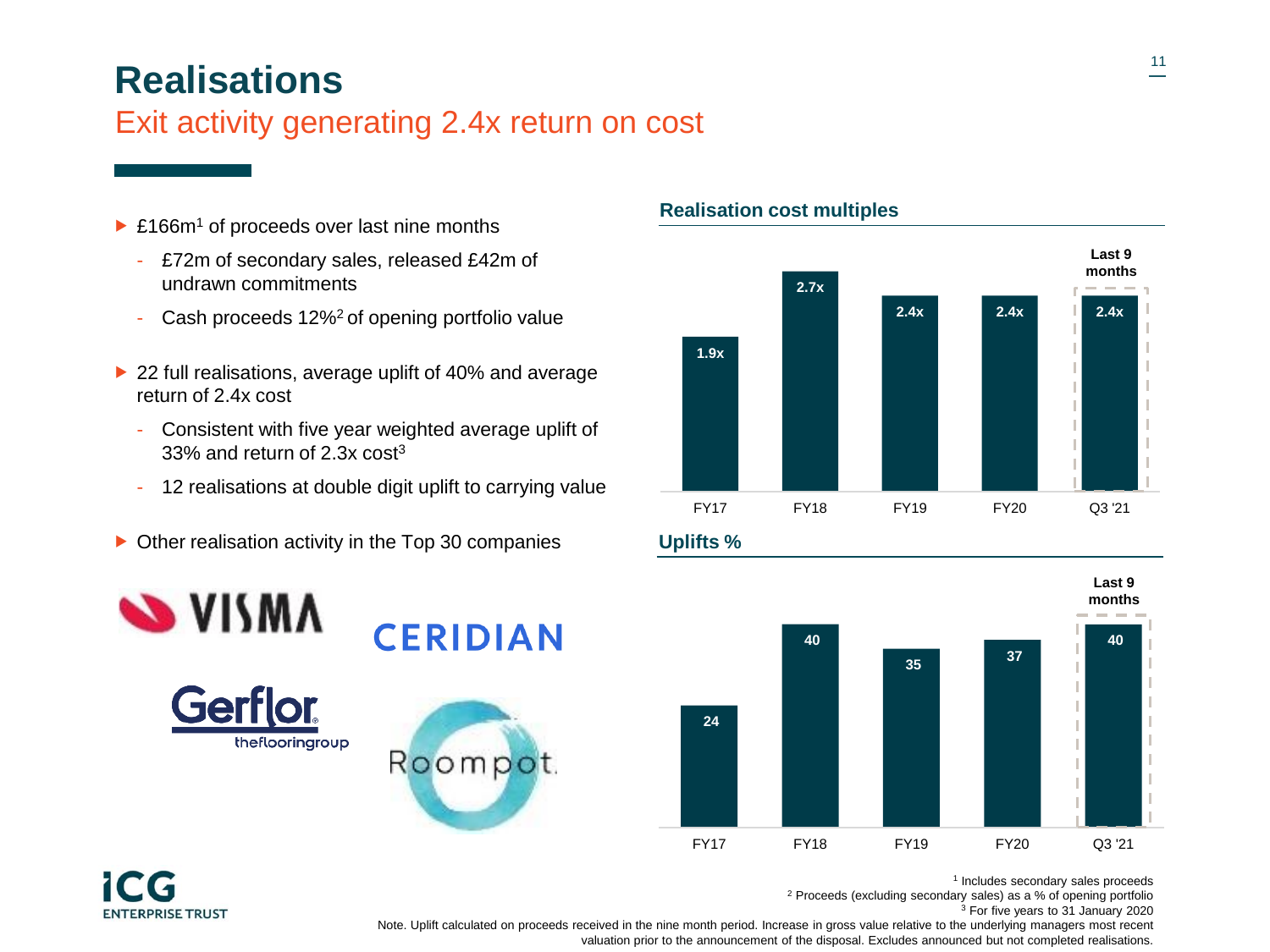# Realisations

## Exit activity generating 2.4x return on cost

- £166m[1] of proceeds over last nine months
  - £72m of secondary sales, released £42m of undrawn commitments
  - Cash proceeds 12%[2] of opening portfolio value
- 22 full realisations, average uplift of 40% and average return of 2.4x cost
  - Consistent with five year weighted average uplift of 33% and return of 2.3x cost[3]
  - 12 realisations at double digit uplift to carrying value
- Other realisation activity in the Top 30 companies

VISMA

CERIDIAN

Gerflor thefflooringgroup

Roompot.

**Realisation cost multiples**

| FY17 | FY18 | FY19 | FY20 | Q3 '21 (Last 9 months) |
|---|---|---|---|---|
| 1.9x | 2.7x | 2.4x | 2.4x | 2.4x |

**Uplifts %**

| FY17 | FY18 | FY19 | FY20 | Q3 '21 (Last 9 months) |
|---|---|---|---|---|
| 24 | 40 | 35 | 37 | 40 |

[1] Includes secondary sales proceeds
[2] Proceeds (excluding secondary sales) as a % of opening portfolio
[3] For five years to 31 January 2020

Note. Uplift calculated on proceeds received in the nine month period. Increase in gross value relative to the underlying managers most recent valuation prior to the announcement of the disposal. Excludes announced but not completed realisations.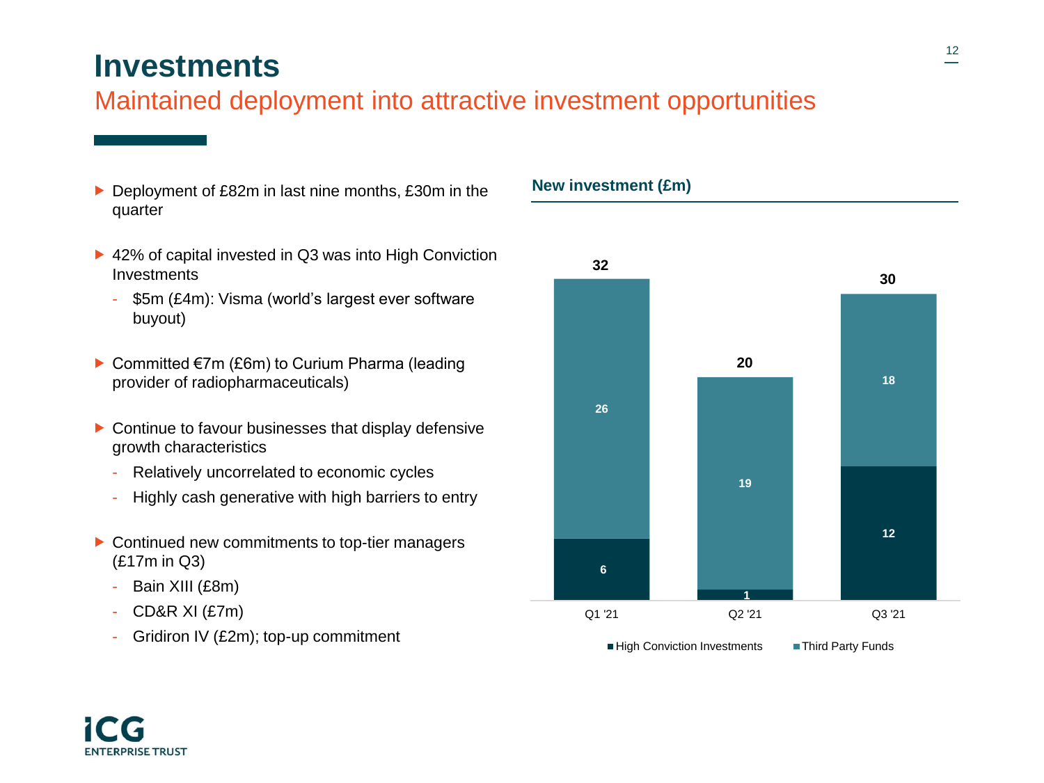# Investments

## Maintained deployment into attractive investment opportunities

- Deployment of £82m in last nine months, £30m in the quarter
- 42% of capital invested in Q3 was into High Conviction Investments
  - $5m (£4m): Visma (world's largest ever software buyout)
- Committed €7m (£6m) to Curium Pharma (leading provider of radiopharmaceuticals)
- Continue to favour businesses that display defensive growth characteristics
  - Relatively uncorrelated to economic cycles
  - Highly cash generative with high barriers to entry
- Continued new commitments to top-tier managers (£17m in Q3)
  - Bain XIII (£8m)
  - CD&R XI (£7m)
  - Gridiron IV (£2m); top-up commitment

**New investment (£m)**

| | High Conviction Investments | Third Party Funds | Total |
|---|---|---|---|
| Q1 '21 | 6 | 26 | 32 |
| Q2 '21 | 1 | 19 | 20 |
| Q3 '21 | 12 | 18 | 30 |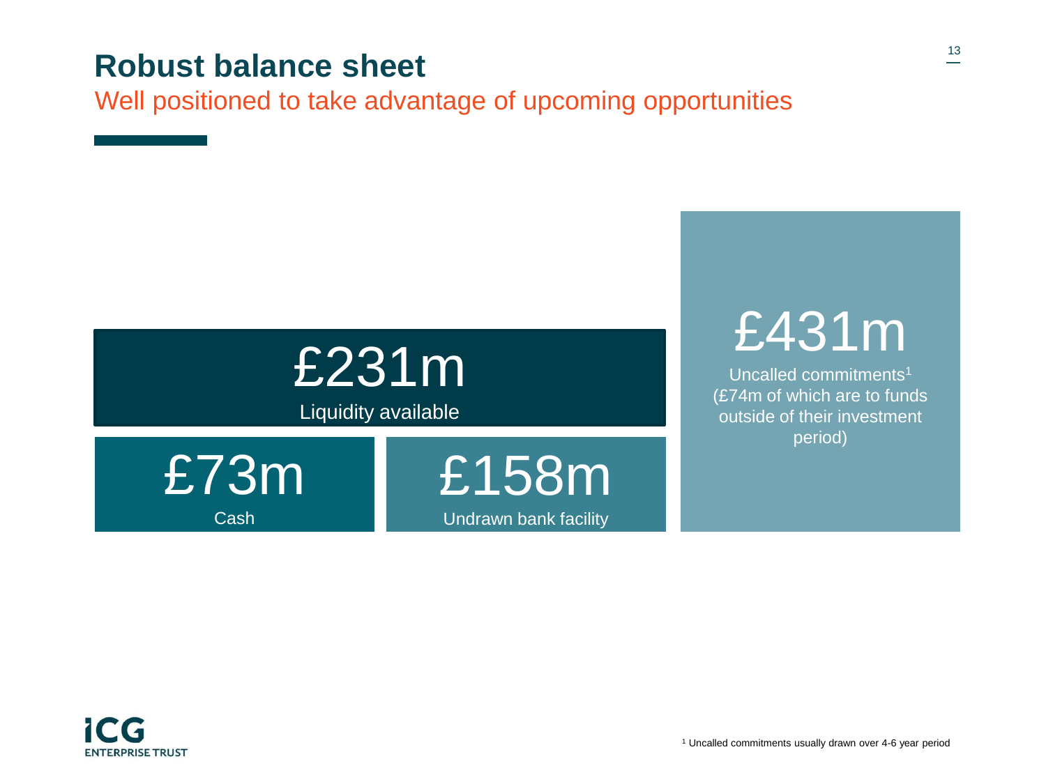# Robust balance sheet

## Well positioned to take advantage of upcoming opportunities

**£231m**
Liquidity available

**£73m**
Cash

**£158m**
Undrawn bank facility

**£431m**
Uncalled commitments[1] (£74m of which are to funds outside of their investment period)

[1] Uncalled commitments usually drawn over 4-6 year period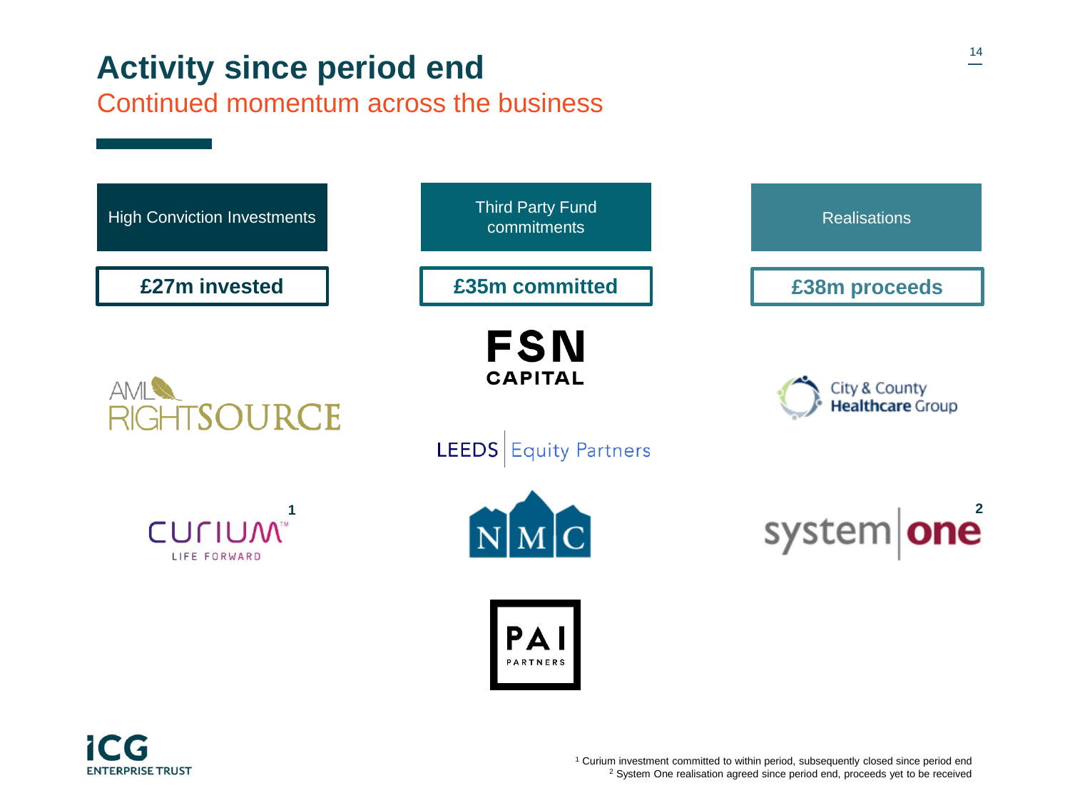# Activity since period end

## Continued momentum across the business

| High Conviction Investments | Third Party Fund commitments | Realisations |
|---|---|---|
| **£27m invested** | **£35m committed** | **£38m proceeds** |
| AML RightSource | FSN Capital | City & County Healthcare Group |
| Curium[1] | Leeds Equity Partners | System One[2] |
| | NMC | |
| | PAI Partners | |

[1] Curium investment committed to within period, subsequently closed since period end

[2] System One realisation agreed since period end, proceeds yet to be received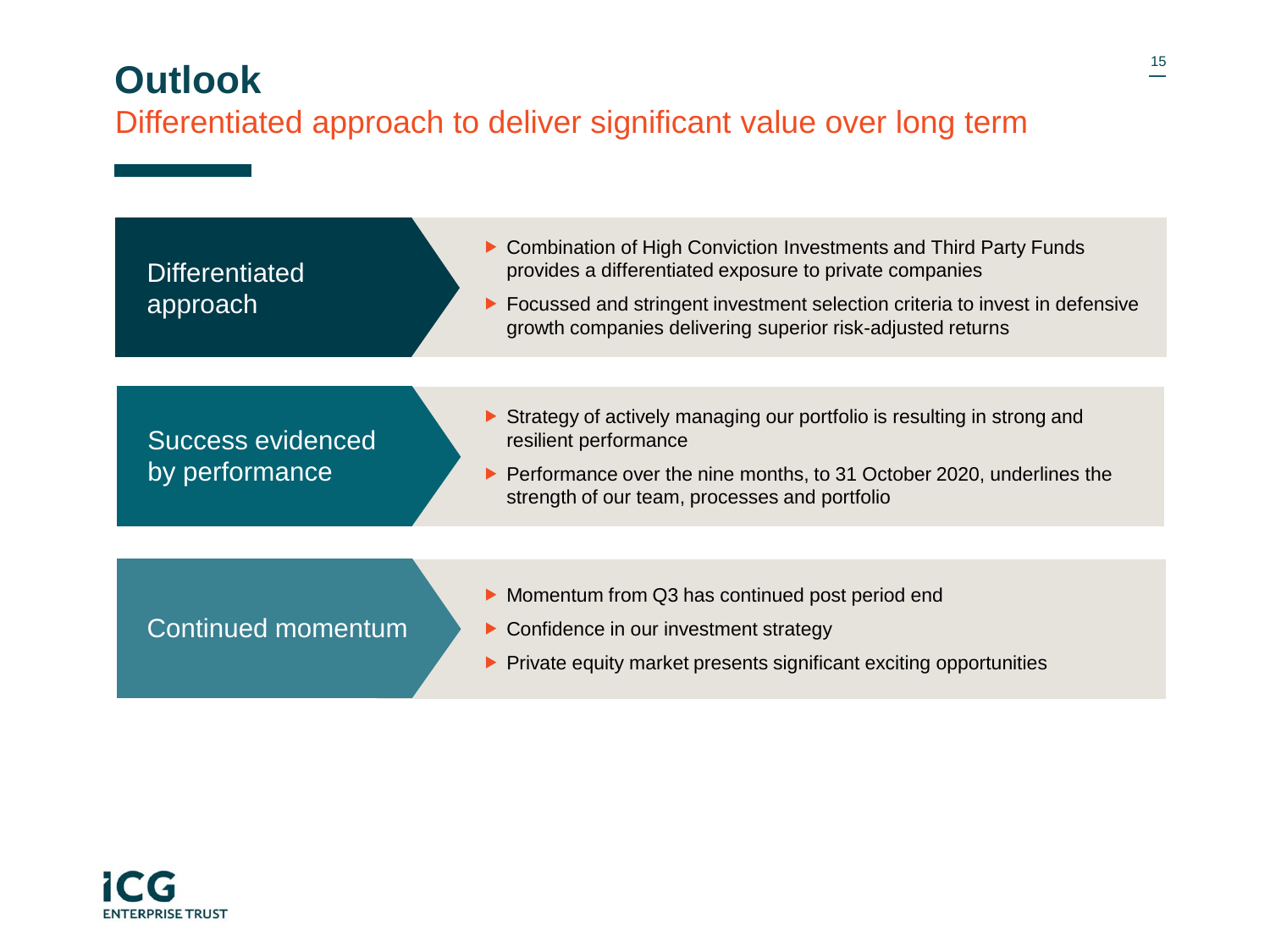# Outlook

## Differentiated approach to deliver significant value over long term

### Differentiated approach

- Combination of High Conviction Investments and Third Party Funds provides a differentiated exposure to private companies
- Focussed and stringent investment selection criteria to invest in defensive growth companies delivering superior risk-adjusted returns

### Success evidenced by performance

- Strategy of actively managing our portfolio is resulting in strong and resilient performance
- Performance over the nine months, to 31 October 2020, underlines the strength of our team, processes and portfolio

### Continued momentum

- Momentum from Q3 has continued post period end
- Confidence in our investment strategy
- Private equity market presents significant exciting opportunities

ICG ENTERPRISE TRUST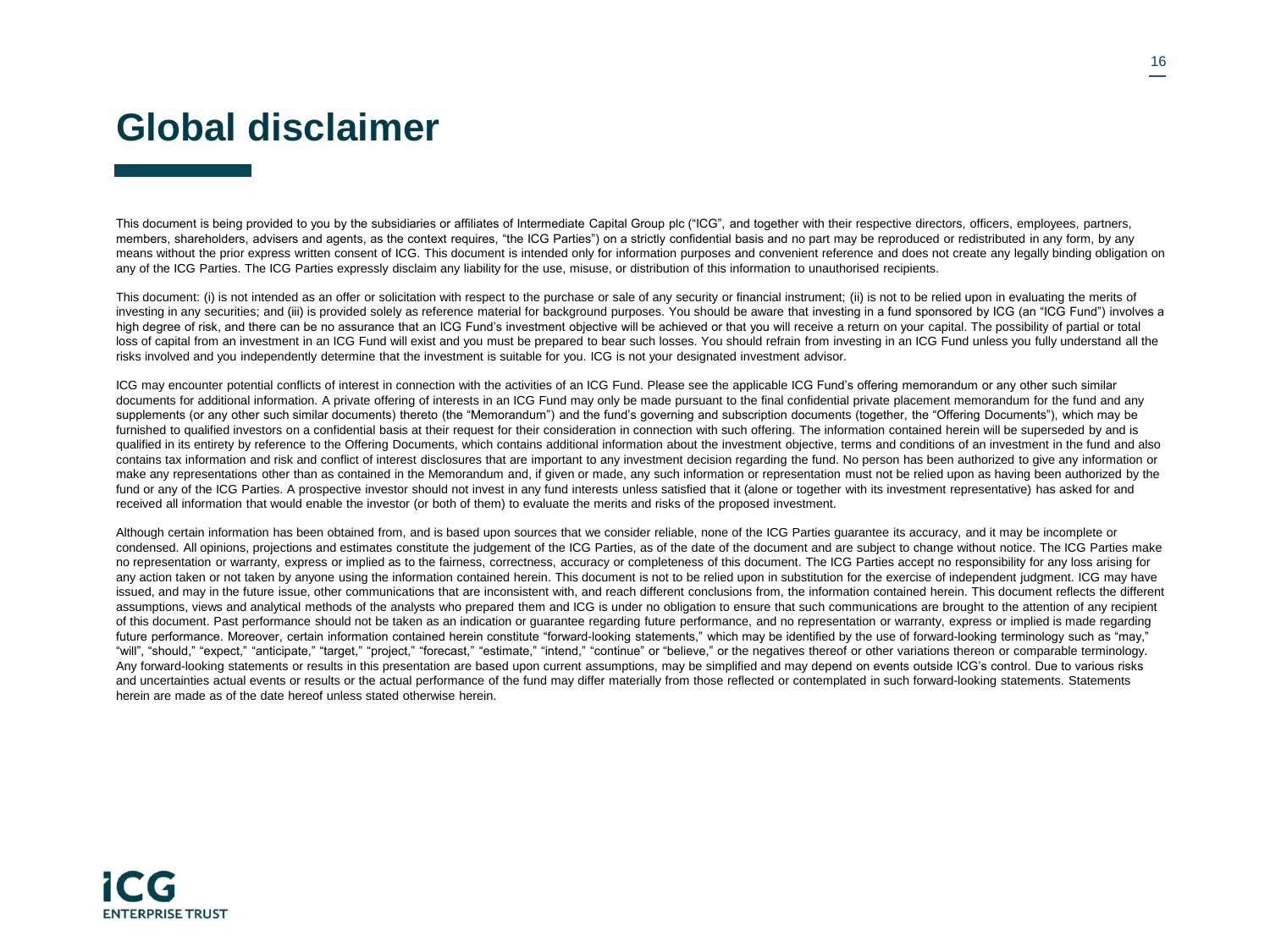# Global disclaimer

This document is being provided to you by the subsidiaries or affiliates of Intermediate Capital Group plc ("ICG", and together with their respective directors, officers, employees, partners, members, shareholders, advisers and agents, as the context requires, "the ICG Parties") on a strictly confidential basis and no part may be reproduced or redistributed in any form, by any means without the prior express written consent of ICG. This document is intended only for information purposes and convenient reference and does not create any legally binding obligation on any of the ICG Parties. The ICG Parties expressly disclaim any liability for the use, misuse, or distribution of this information to unauthorised recipients.

This document: (i) is not intended as an offer or solicitation with respect to the purchase or sale of any security or financial instrument; (ii) is not to be relied upon in evaluating the merits of investing in any securities; and (iii) is provided solely as reference material for background purposes. You should be aware that investing in a fund sponsored by ICG (an "ICG Fund") involves a high degree of risk, and there can be no assurance that an ICG Fund's investment objective will be achieved or that you will receive a return on your capital. The possibility of partial or total loss of capital from an investment in an ICG Fund will exist and you must be prepared to bear such losses. You should refrain from investing in an ICG Fund unless you fully understand all the risks involved and you independently determine that the investment is suitable for you. ICG is not your designated investment advisor.

ICG may encounter potential conflicts of interest in connection with the activities of an ICG Fund. Please see the applicable ICG Fund's offering memorandum or any other such similar documents for additional information. A private offering of interests in an ICG Fund may only be made pursuant to the final confidential private placement memorandum for the fund and any supplements (or any other such similar documents) thereto (the "Memorandum") and the fund's governing and subscription documents (together, the "Offering Documents"), which may be furnished to qualified investors on a confidential basis at their request for their consideration in connection with such offering. The information contained herein will be superseded by and is qualified in its entirety by reference to the Offering Documents, which contains additional information about the investment objective, terms and conditions of an investment in the fund and also contains tax information and risk and conflict of interest disclosures that are important to any investment decision regarding the fund. No person has been authorized to give any information or make any representations other than as contained in the Memorandum and, if given or made, any such information or representation must not be relied upon as having been authorized by the fund or any of the ICG Parties. A prospective investor should not invest in any fund interests unless satisfied that it (alone or together with its investment representative) has asked for and received all information that would enable the investor (or both of them) to evaluate the merits and risks of the proposed investment.

Although certain information has been obtained from, and is based upon sources that we consider reliable, none of the ICG Parties guarantee its accuracy, and it may be incomplete or condensed. All opinions, projections and estimates constitute the judgement of the ICG Parties, as of the date of the document and are subject to change without notice. The ICG Parties make no representation or warranty, express or implied as to the fairness, correctness, accuracy or completeness of this document. The ICG Parties accept no responsibility for any loss arising for any action taken or not taken by anyone using the information contained herein. This document is not to be relied upon in substitution for the exercise of independent judgment. ICG may have issued, and may in the future issue, other communications that are inconsistent with, and reach different conclusions from, the information contained herein. This document reflects the different assumptions, views and analytical methods of the analysts who prepared them and ICG is under no obligation to ensure that such communications are brought to the attention of any recipient of this document. Past performance should not be taken as an indication or guarantee regarding future performance, and no representation or warranty, express or implied is made regarding future performance. Moreover, certain information contained herein constitute "forward-looking statements," which may be identified by the use of forward-looking terminology such as "may," "will", "should," "expect," "anticipate," "target," "project," "forecast," "estimate," "intend," "continue" or "believe," or the negatives thereof or other variations thereon or comparable terminology. Any forward-looking statements or results in this presentation are based upon current assumptions, may be simplified and may depend on events outside ICG's control. Due to various risks and uncertainties actual events or results or the actual performance of the fund may differ materially from those reflected or contemplated in such forward-looking statements. Statements herein are made as of the date hereof unless stated otherwise herein.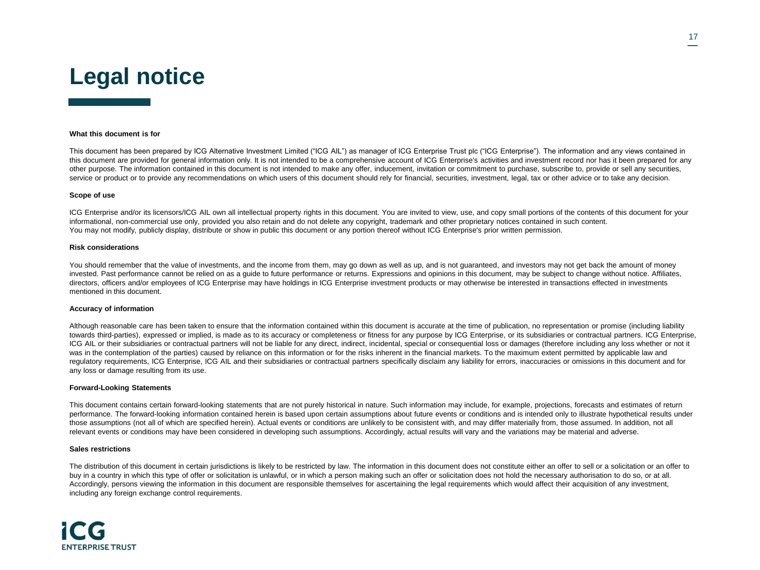# Legal notice

**What this document is for**

This document has been prepared by ICG Alternative Investment Limited ("ICG AIL") as manager of ICG Enterprise Trust plc ("ICG Enterprise"). The information and any views contained in this document are provided for general information only. It is not intended to be a comprehensive account of ICG Enterprise's activities and investment record nor has it been prepared for any other purpose. The information contained in this document is not intended to make any offer, inducement, invitation or commitment to purchase, subscribe to, provide or sell any securities, service or product or to provide any recommendations on which users of this document should rely for financial, securities, investment, legal, tax or other advice or to take any decision.

**Scope of use**

ICG Enterprise and/or its licensors/ICG AIL own all intellectual property rights in this document. You are invited to view, use, and copy small portions of the contents of this document for your informational, non-commercial use only, provided you also retain and do not delete any copyright, trademark and other proprietary notices contained in such content.
You may not modify, publicly display, distribute or show in public this document or any portion thereof without ICG Enterprise's prior written permission.

**Risk considerations**

You should remember that the value of investments, and the income from them, may go down as well as up, and is not guaranteed, and investors may not get back the amount of money invested. Past performance cannot be relied on as a guide to future performance or returns. Expressions and opinions in this document, may be subject to change without notice. Affiliates, directors, officers and/or employees of ICG Enterprise may have holdings in ICG Enterprise investment products or may otherwise be interested in transactions effected in investments mentioned in this document.

**Accuracy of information**

Although reasonable care has been taken to ensure that the information contained within this document is accurate at the time of publication, no representation or promise (including liability towards third-parties), expressed or implied, is made as to its accuracy or completeness or fitness for any purpose by ICG Enterprise, or its subsidiaries or contractual partners. ICG Enterprise, ICG AIL or their subsidiaries or contractual partners will not be liable for any direct, indirect, incidental, special or consequential loss or damages (therefore including any loss whether or not it was in the contemplation of the parties) caused by reliance on this information or for the risks inherent in the financial markets. To the maximum extent permitted by applicable law and regulatory requirements, ICG Enterprise, ICG AIL and their subsidiaries or contractual partners specifically disclaim any liability for errors, inaccuracies or omissions in this document and for any loss or damage resulting from its use.

**Forward-Looking Statements**

This document contains certain forward-looking statements that are not purely historical in nature. Such information may include, for example, projections, forecasts and estimates of return performance. The forward-looking information contained herein is based upon certain assumptions about future events or conditions and is intended only to illustrate hypothetical results under those assumptions (not all of which are specified herein). Actual events or conditions are unlikely to be consistent with, and may differ materially from, those assumed. In addition, not all relevant events or conditions may have been considered in developing such assumptions. Accordingly, actual results will vary and the variations may be material and adverse.

**Sales restrictions**

The distribution of this document in certain jurisdictions is likely to be restricted by law. The information in this document does not constitute either an offer to sell or a solicitation or an offer to buy in a country in which this type of offer or solicitation is unlawful, or in which a person making such an offer or solicitation does not hold the necessary authorisation to do so, or at all. Accordingly, persons viewing the information in this document are responsible themselves for ascertaining the legal requirements which would affect their acquisition of any investment, including any foreign exchange control requirements.

ICG ENTERPRISE TRUST